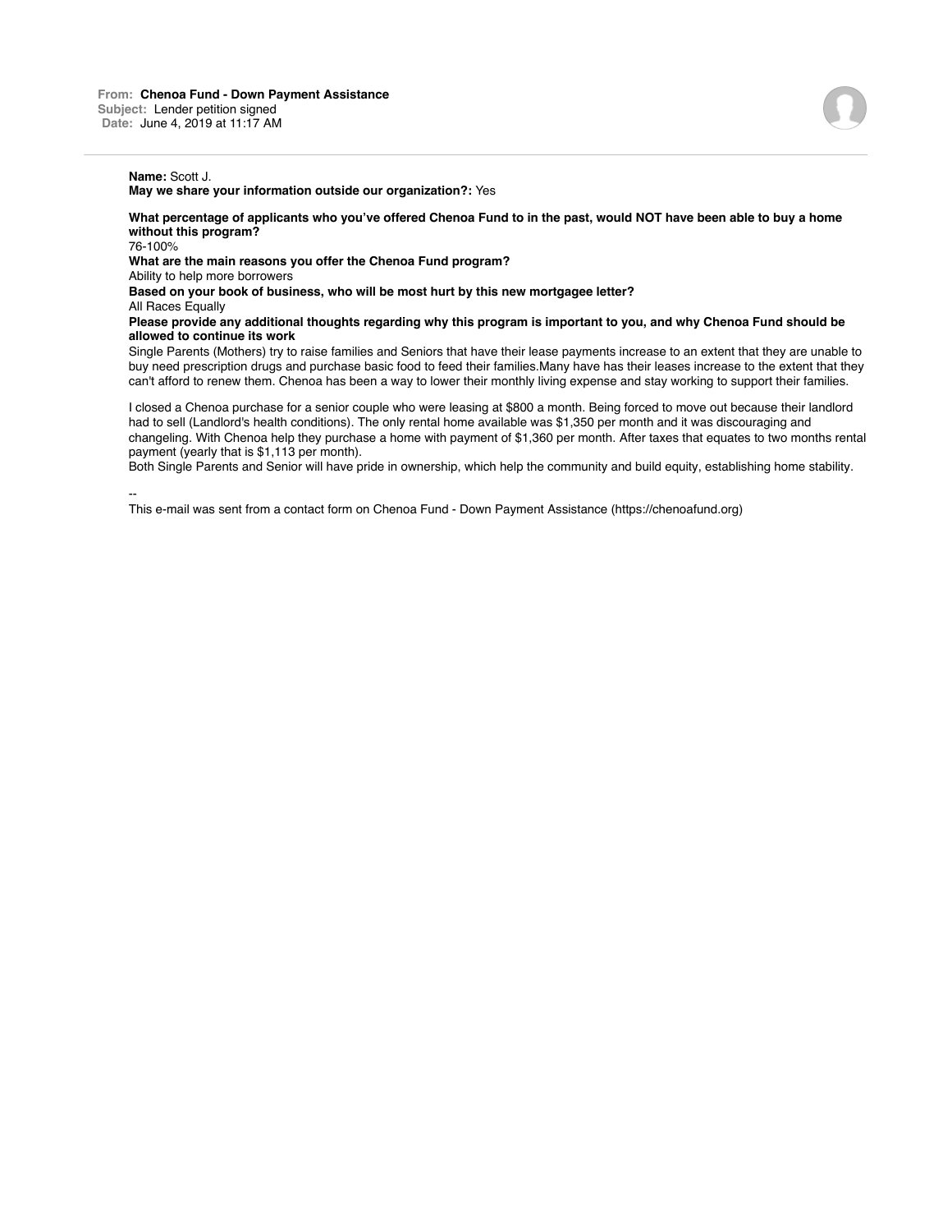**From:** Chenoa Fund - Down Payment Assistance
**Subject:** Lender petition signed
**Date:** June 4, 2019 at 11:17 AM

**Name:** Scott J.
**May we share your information outside our organization?:** Yes

**What percentage of applicants who you've offered Chenoa Fund to in the past, would NOT have been able to buy a home without this program?**
76-100%

**What are the main reasons you offer the Chenoa Fund program?**
Ability to help more borrowers

**Based on your book of business, who will be most hurt by this new mortgagee letter?**
All Races Equally

**Please provide any additional thoughts regarding why this program is important to you, and why Chenoa Fund should be allowed to continue its work**
Single Parents (Mothers) try to raise families and Seniors that have their lease payments increase to an extent that they are unable to buy need prescription drugs and purchase basic food to feed their families.Many have has their leases increase to the extent that they can't afford to renew them. Chenoa has been a way to lower their monthly living expense and stay working to support their families.

I closed a Chenoa purchase for a senior couple who were leasing at $800 a month. Being forced to move out because their landlord had to sell (Landlord's health conditions). The only rental home available was $1,350 per month and it was discouraging and changeling. With Chenoa help they purchase a home with payment of $1,360 per month. After taxes that equates to two months rental payment (yearly that is $1,113 per month).
Both Single Parents and Senior will have pride in ownership, which help the community and build equity, establishing home stability.

--
This e-mail was sent from a contact form on Chenoa Fund - Down Payment Assistance (https://chenoafund.org)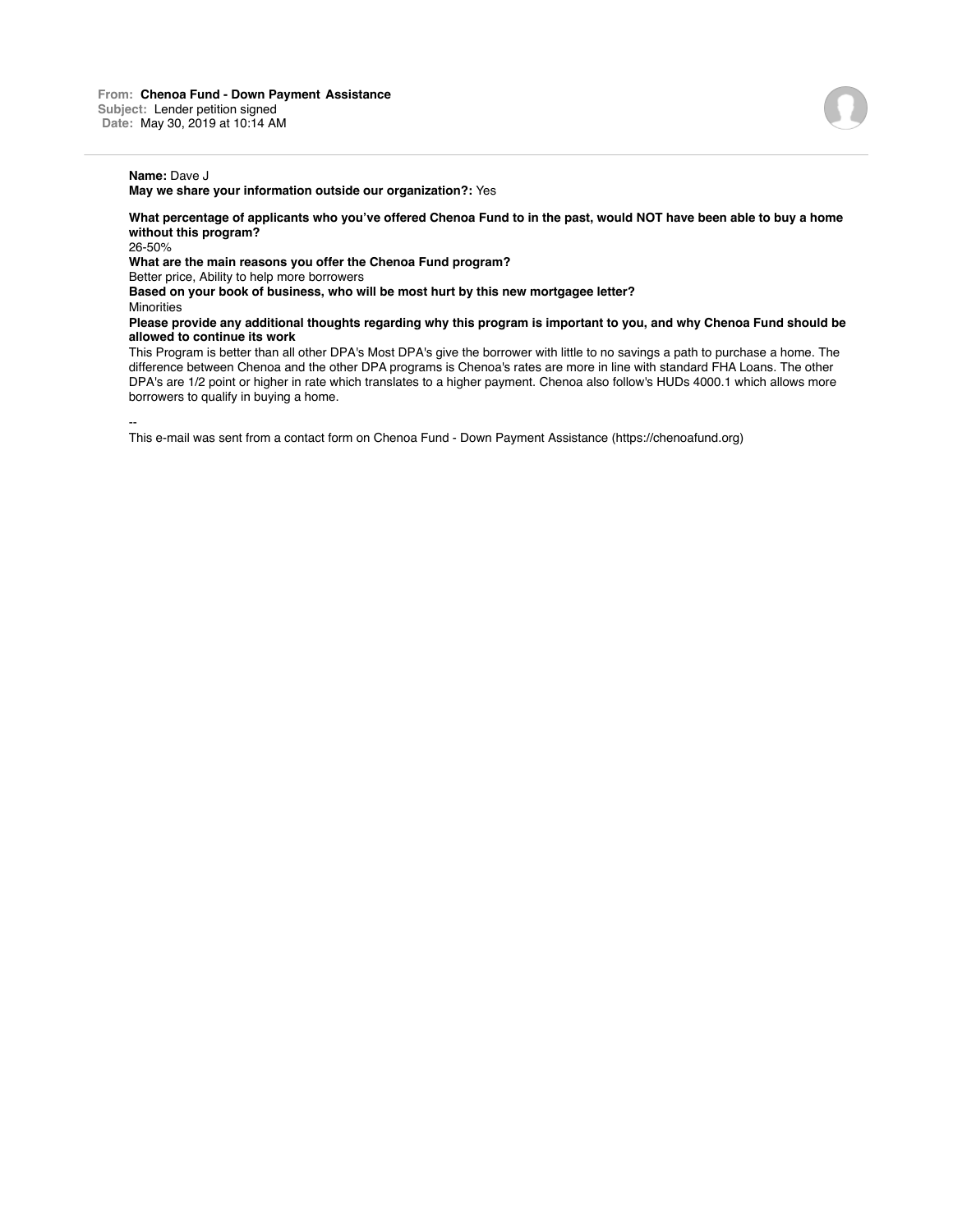**From:** Chenoa Fund - Down Payment Assistance
**Subject:** Lender petition signed
**Date:** May 30, 2019 at 10:14 AM

**Name:** Dave J
**May we share your information outside our organization?:** Yes

**What percentage of applicants who you've offered Chenoa Fund to in the past, would NOT have been able to buy a home without this program?**
26-50%
**What are the main reasons you offer the Chenoa Fund program?**
Better price, Ability to help more borrowers
**Based on your book of business, who will be most hurt by this new mortgagee letter?**
Minorities
**Please provide any additional thoughts regarding why this program is important to you, and why Chenoa Fund should be allowed to continue its work**
This Program is better than all other DPA's Most DPA's give the borrower with little to no savings a path to purchase a home. The difference between Chenoa and the other DPA programs is Chenoa's rates are more in line with standard FHA Loans. The other DPA's are 1/2 point or higher in rate which translates to a higher payment. Chenoa also follow's HUDs 4000.1 which allows more borrowers to qualify in buying a home.

--
This e-mail was sent from a contact form on Chenoa Fund - Down Payment Assistance (https://chenoafund.org)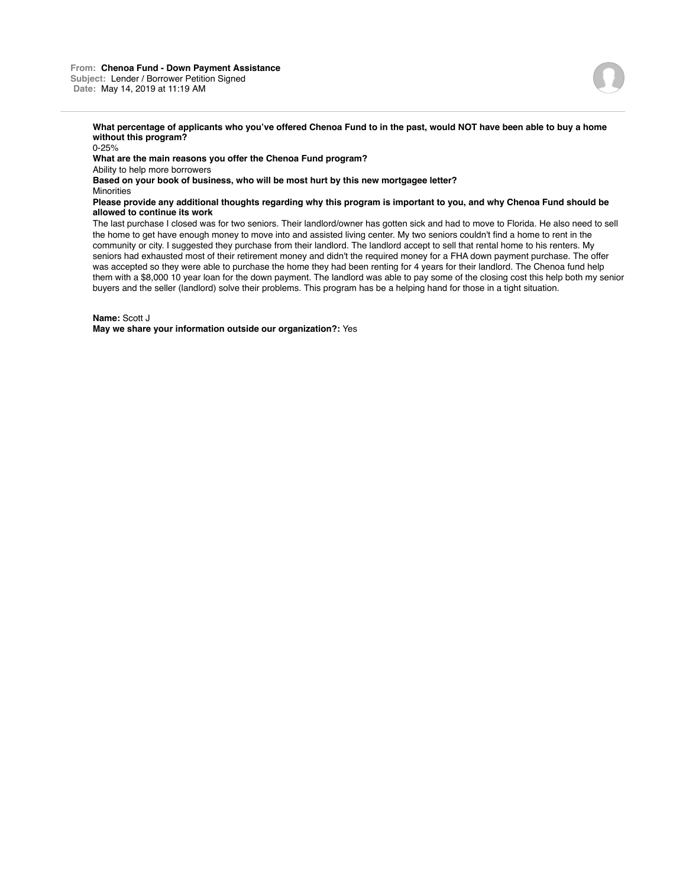**From:** Chenoa Fund - Down Payment Assistance
**Subject:** Lender / Borrower Petition Signed
**Date:** May 14, 2019 at 11:19 AM

**What percentage of applicants who you've offered Chenoa Fund to in the past, would NOT have been able to buy a home without this program?**
0-25%

**What are the main reasons you offer the Chenoa Fund program?**
Ability to help more borrowers

**Based on your book of business, who will be most hurt by this new mortgagee letter?**
Minorities

**Please provide any additional thoughts regarding why this program is important to you, and why Chenoa Fund should be allowed to continue its work**
The last purchase I closed was for two seniors. Their landlord/owner has gotten sick and had to move to Florida. He also need to sell the home to get have enough money to move into and assisted living center. My two seniors couldn't find a home to rent in the community or city. I suggested they purchase from their landlord. The landlord accept to sell that rental home to his renters. My seniors had exhausted most of their retirement money and didn't the required money for a FHA down payment purchase. The offer was accepted so they were able to purchase the home they had been renting for 4 years for their landlord. The Chenoa fund help them with a $8,000 10 year loan for the down payment. The landlord was able to pay some of the closing cost this help both my senior buyers and the seller (landlord) solve their problems. This program has be a helping hand for those in a tight situation.

**Name:** Scott J
**May we share your information outside our organization?:** Yes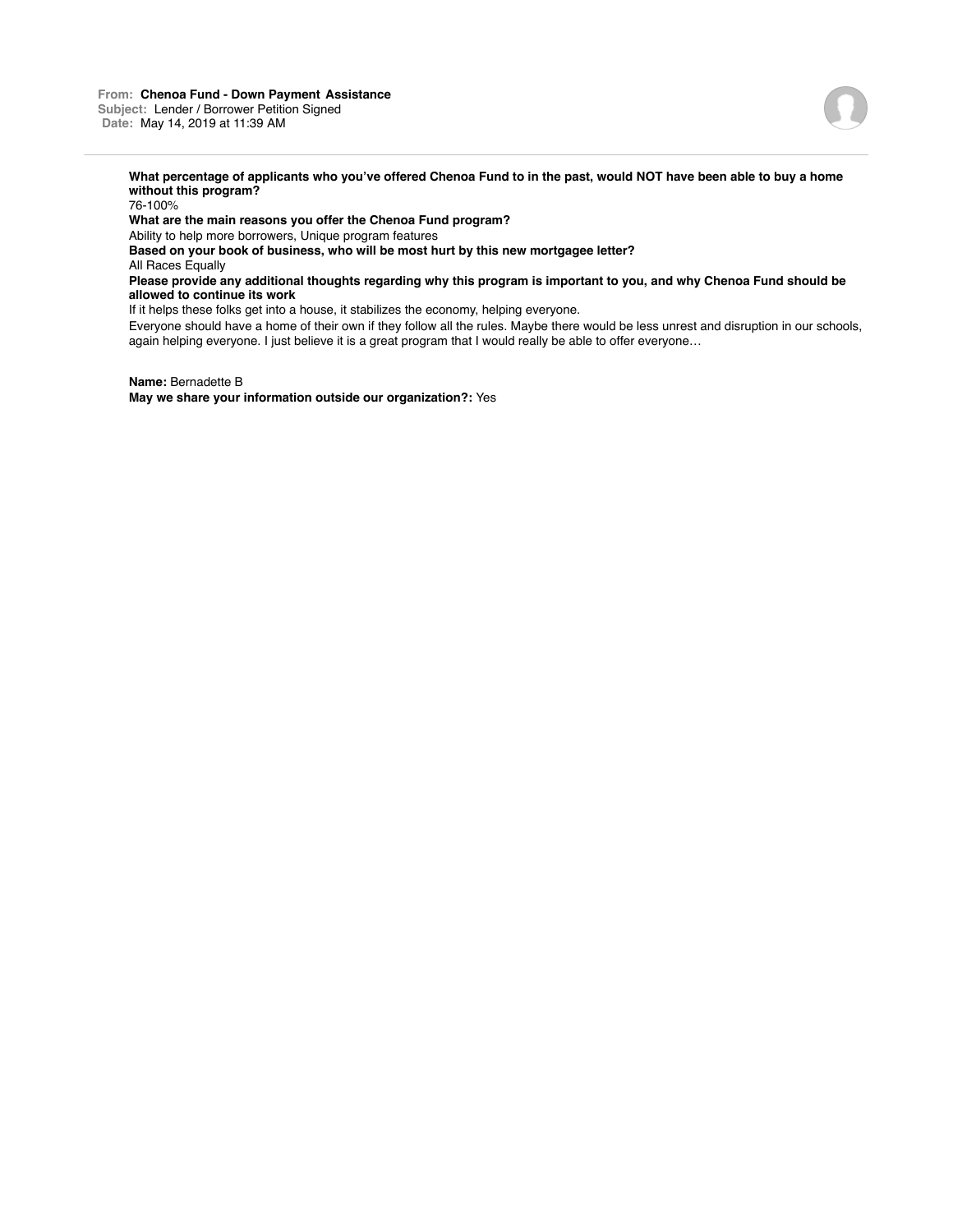**From:** Chenoa Fund - Down Payment Assistance
**Subject:** Lender / Borrower Petition Signed
**Date:** May 14, 2019 at 11:39 AM

**What percentage of applicants who you've offered Chenoa Fund to in the past, would NOT have been able to buy a home without this program?**
76-100%

**What are the main reasons you offer the Chenoa Fund program?**
Ability to help more borrowers, Unique program features

**Based on your book of business, who will be most hurt by this new mortgagee letter?**
All Races Equally

**Please provide any additional thoughts regarding why this program is important to you, and why Chenoa Fund should be allowed to continue its work**
If it helps these folks get into a house, it stabilizes the economy, helping everyone.
Everyone should have a home of their own if they follow all the rules. Maybe there would be less unrest and disruption in our schools, again helping everyone. I just believe it is a great program that I would really be able to offer everyone…

**Name:** Bernadette B
**May we share your information outside our organization?:** Yes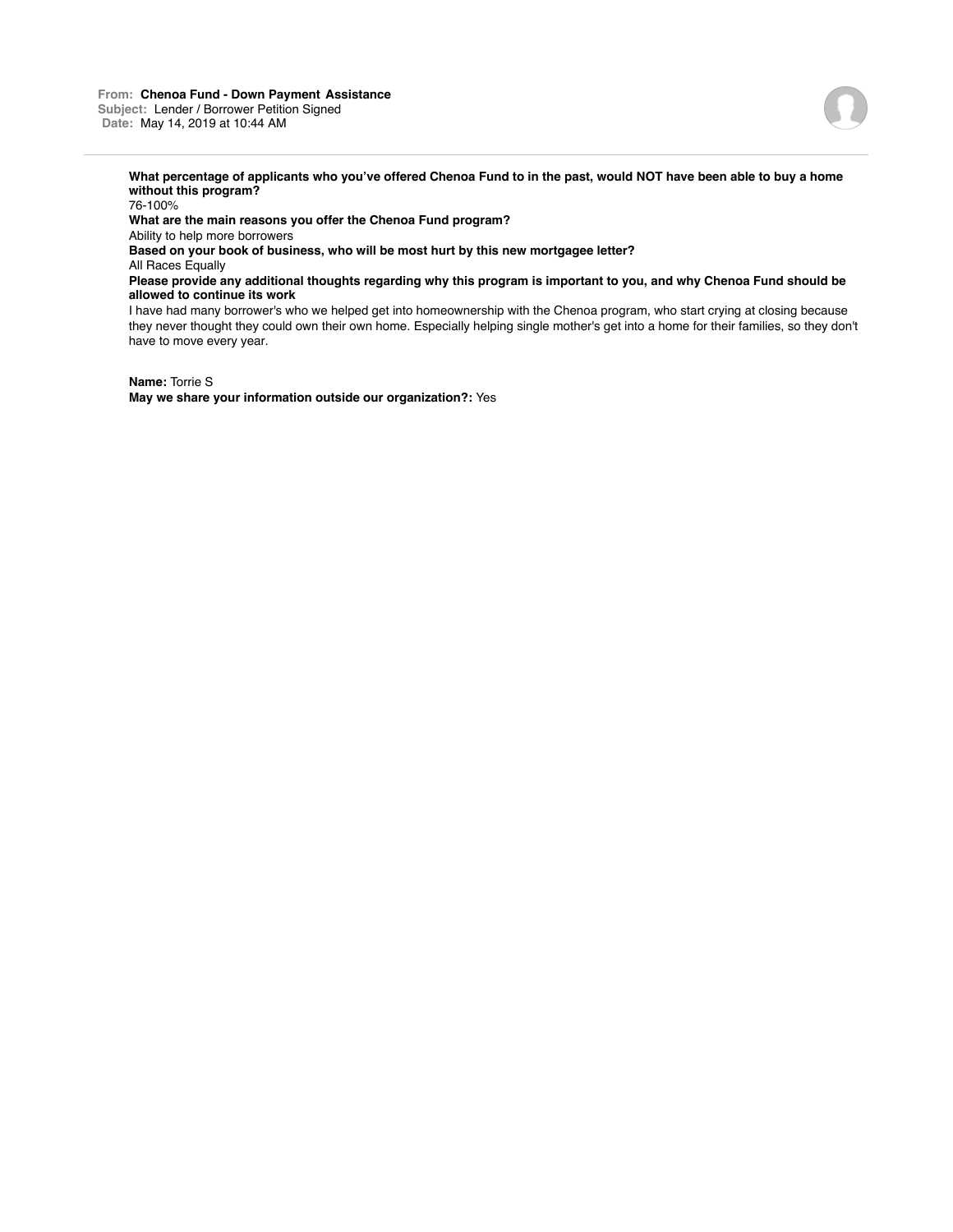**From:** Chenoa Fund - Down Payment Assistance
**Subject:** Lender / Borrower Petition Signed
**Date:** May 14, 2019 at 10:44 AM

**What percentage of applicants who you've offered Chenoa Fund to in the past, would NOT have been able to buy a home without this program?**
76-100%

**What are the main reasons you offer the Chenoa Fund program?**
Ability to help more borrowers

**Based on your book of business, who will be most hurt by this new mortgagee letter?**
All Races Equally

**Please provide any additional thoughts regarding why this program is important to you, and why Chenoa Fund should be allowed to continue its work**
I have had many borrower's who we helped get into homeownership with the Chenoa program, who start crying at closing because they never thought they could own their own home. Especially helping single mother's get into a home for their families, so they don't have to move every year.

**Name:** Torrie S
**May we share your information outside our organization?:** Yes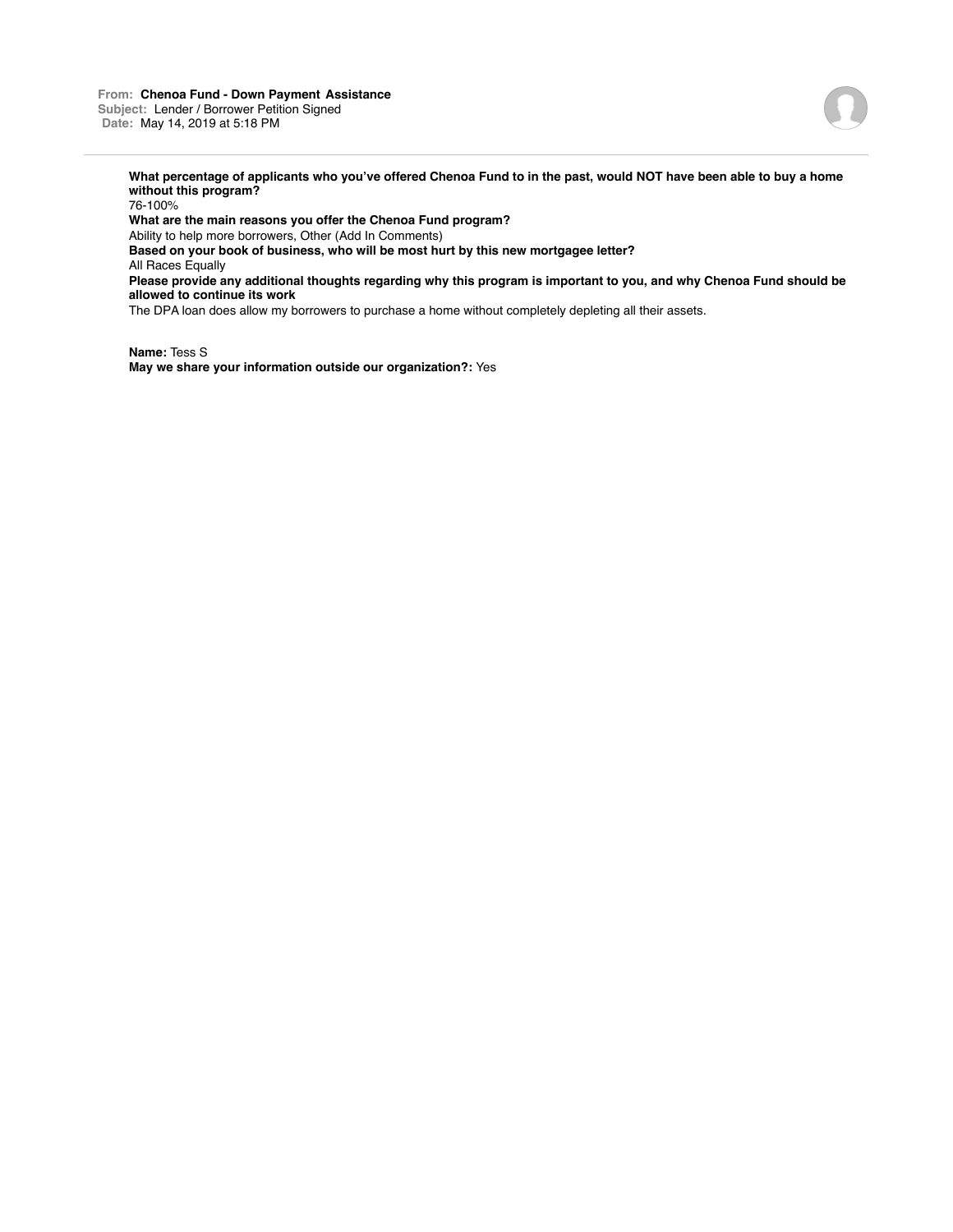**From:** **Chenoa Fund - Down Payment Assistance**
**Subject:** Lender / Borrower Petition Signed
**Date:** May 14, 2019 at 5:18 PM

**What percentage of applicants who you've offered Chenoa Fund to in the past, would NOT have been able to buy a home without this program?**
76-100%
**What are the main reasons you offer the Chenoa Fund program?**
Ability to help more borrowers, Other (Add In Comments)
**Based on your book of business, who will be most hurt by this new mortgagee letter?**
All Races Equally
**Please provide any additional thoughts regarding why this program is important to you, and why Chenoa Fund should be allowed to continue its work**
The DPA loan does allow my borrowers to purchase a home without completely depleting all their assets.

**Name:** Tess S
**May we share your information outside our organization?:** Yes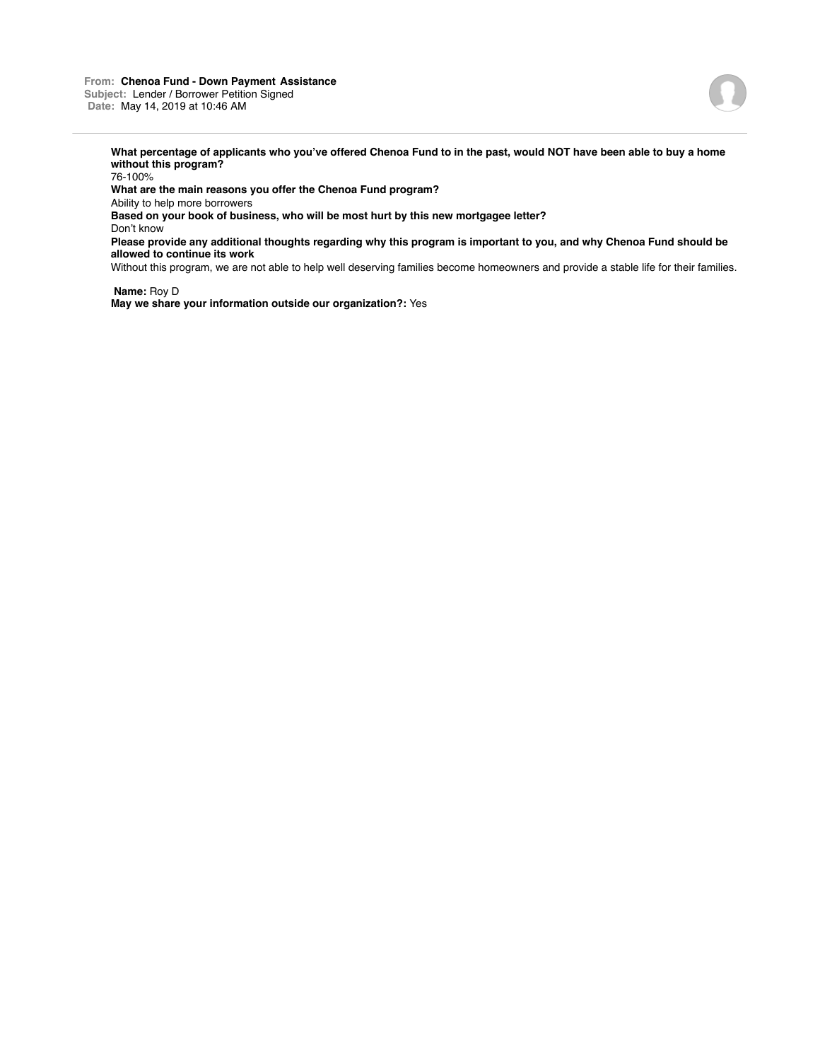**From:** **Chenoa Fund - Down Payment Assistance**
**Subject:** Lender / Borrower Petition Signed
**Date:** May 14, 2019 at 10:46 AM

**What percentage of applicants who you've offered Chenoa Fund to in the past, would NOT have been able to buy a home without this program?**
76-100%
**What are the main reasons you offer the Chenoa Fund program?**
Ability to help more borrowers
**Based on your book of business, who will be most hurt by this new mortgagee letter?**
Don't know
**Please provide any additional thoughts regarding why this program is important to you, and why Chenoa Fund should be allowed to continue its work**
Without this program, we are not able to help well deserving families become homeowners and provide a stable life for their families.

**Name:** Roy D
**May we share your information outside our organization?:** Yes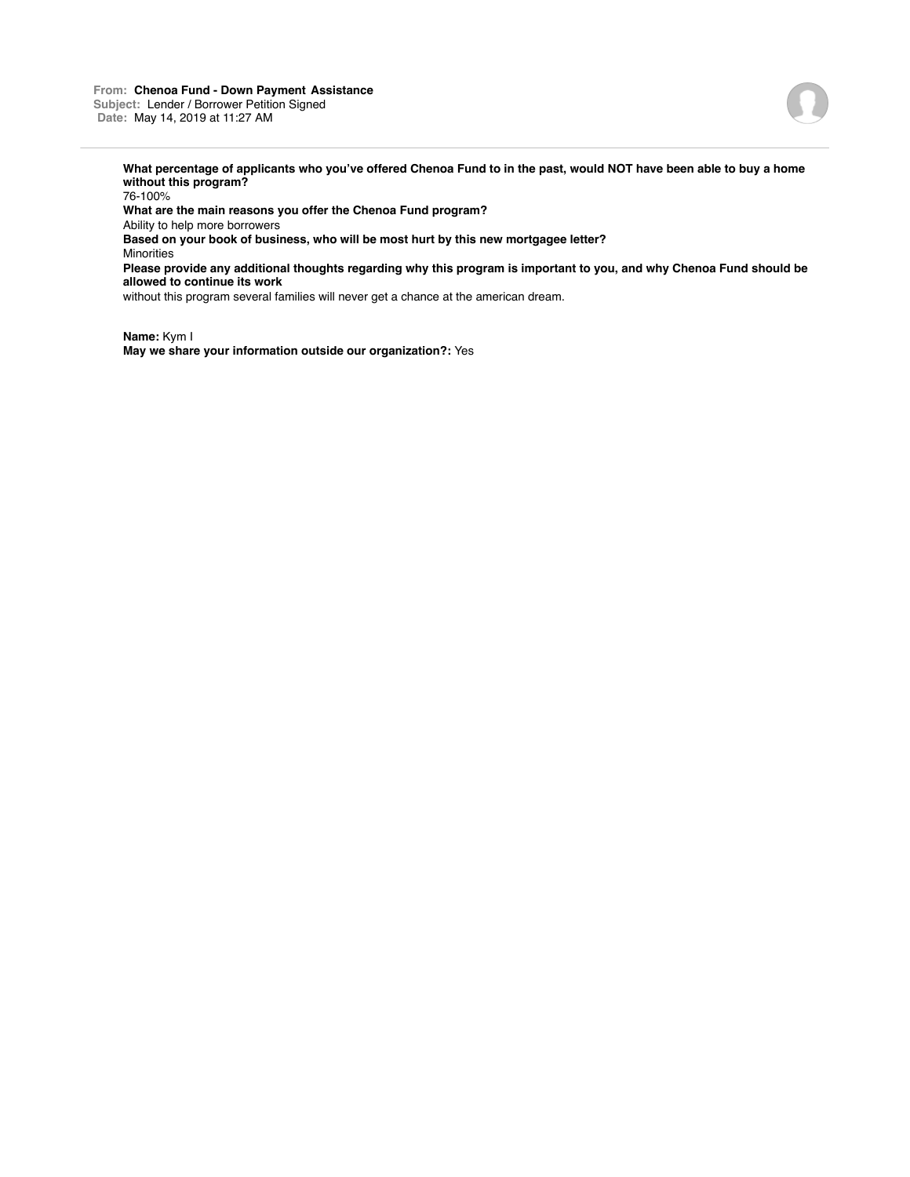**From:** Chenoa Fund - Down Payment Assistance
**Subject:** Lender / Borrower Petition Signed
**Date:** May 14, 2019 at 11:27 AM

---

**What percentage of applicants who you've offered Chenoa Fund to in the past, would NOT have been able to buy a home without this program?**
76-100%
**What are the main reasons you offer the Chenoa Fund program?**
Ability to help more borrowers
**Based on your book of business, who will be most hurt by this new mortgagee letter?**
Minorities
**Please provide any additional thoughts regarding why this program is important to you, and why Chenoa Fund should be allowed to continue its work**
without this program several families will never get a chance at the american dream.

**Name:** Kym I
**May we share your information outside our organization?:** Yes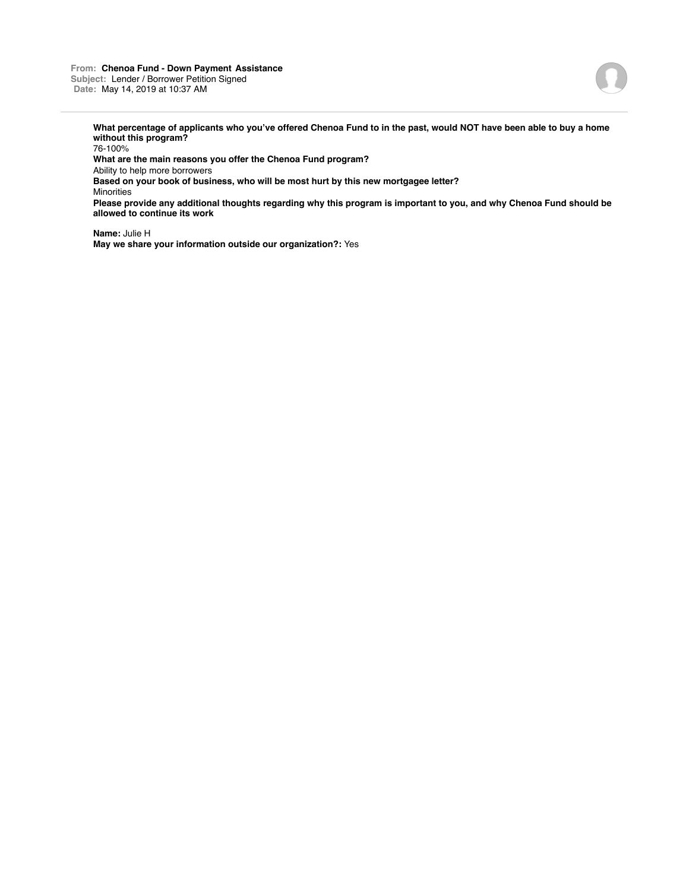**From:** **Chenoa Fund - Down Payment Assistance**
**Subject:** Lender / Borrower Petition Signed
**Date:** May 14, 2019 at 10:37 AM

**What percentage of applicants who you've offered Chenoa Fund to in the past, would NOT have been able to buy a home without this program?**
76-100%
**What are the main reasons you offer the Chenoa Fund program?**
Ability to help more borrowers
**Based on your book of business, who will be most hurt by this new mortgagee letter?**
Minorities
**Please provide any additional thoughts regarding why this program is important to you, and why Chenoa Fund should be allowed to continue its work**

**Name:** Julie H
**May we share your information outside our organization?:** Yes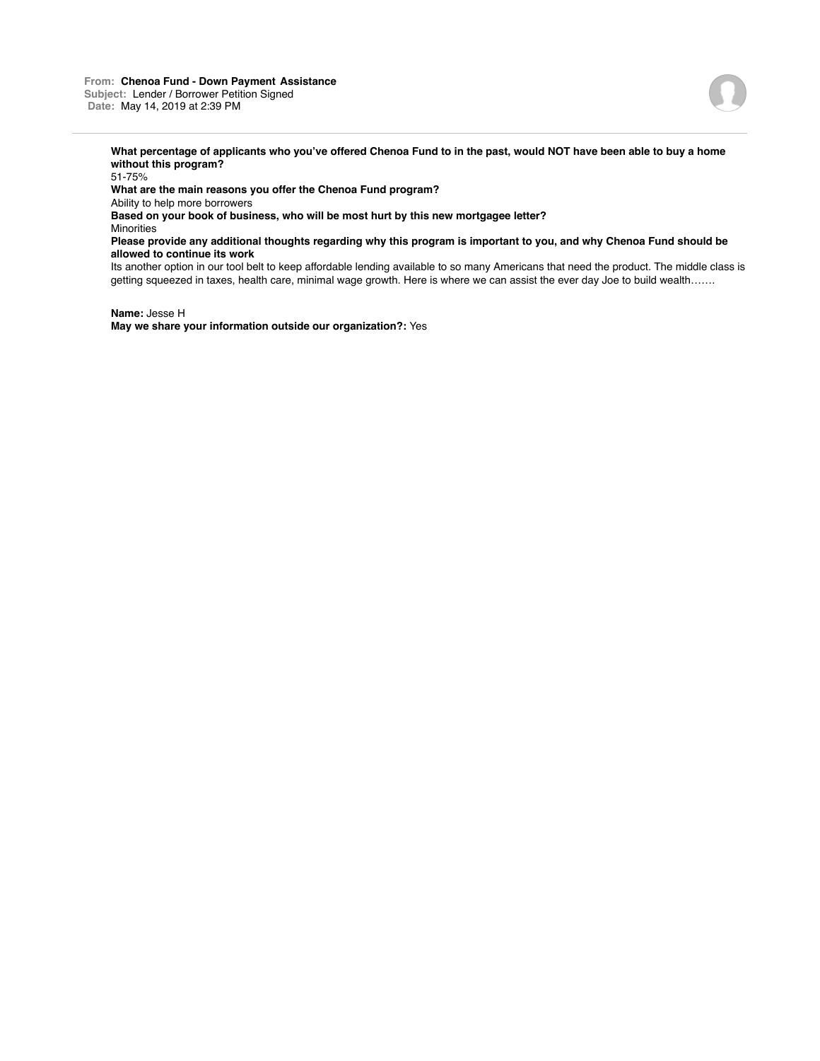**From:** Chenoa Fund - Down Payment Assistance
**Subject:** Lender / Borrower Petition Signed
**Date:** May 14, 2019 at 2:39 PM

---

**What percentage of applicants who you've offered Chenoa Fund to in the past, would NOT have been able to buy a home without this program?**
51-75%
**What are the main reasons you offer the Chenoa Fund program?**
Ability to help more borrowers
**Based on your book of business, who will be most hurt by this new mortgagee letter?**
Minorities
**Please provide any additional thoughts regarding why this program is important to you, and why Chenoa Fund should be allowed to continue its work**
Its another option in our tool belt to keep affordable lending available to so many Americans that need the product. The middle class is getting squeezed in taxes, health care, minimal wage growth. Here is where we can assist the ever day Joe to build wealth…….

**Name:** Jesse H
**May we share your information outside our organization?:** Yes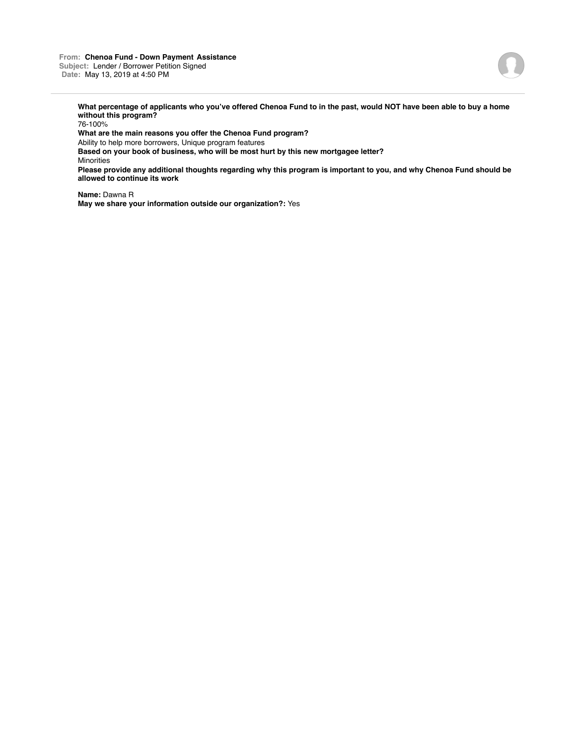**From:** **Chenoa Fund - Down Payment Assistance**
**Subject:** Lender / Borrower Petition Signed
**Date:** May 13, 2019 at 4:50 PM

---

**What percentage of applicants who you've offered Chenoa Fund to in the past, would NOT have been able to buy a home without this program?**
76-100%
**What are the main reasons you offer the Chenoa Fund program?**
Ability to help more borrowers, Unique program features
**Based on your book of business, who will be most hurt by this new mortgagee letter?**
Minorities
**Please provide any additional thoughts regarding why this program is important to you, and why Chenoa Fund should be allowed to continue its work**

**Name:** Dawna R
**May we share your information outside our organization?:** Yes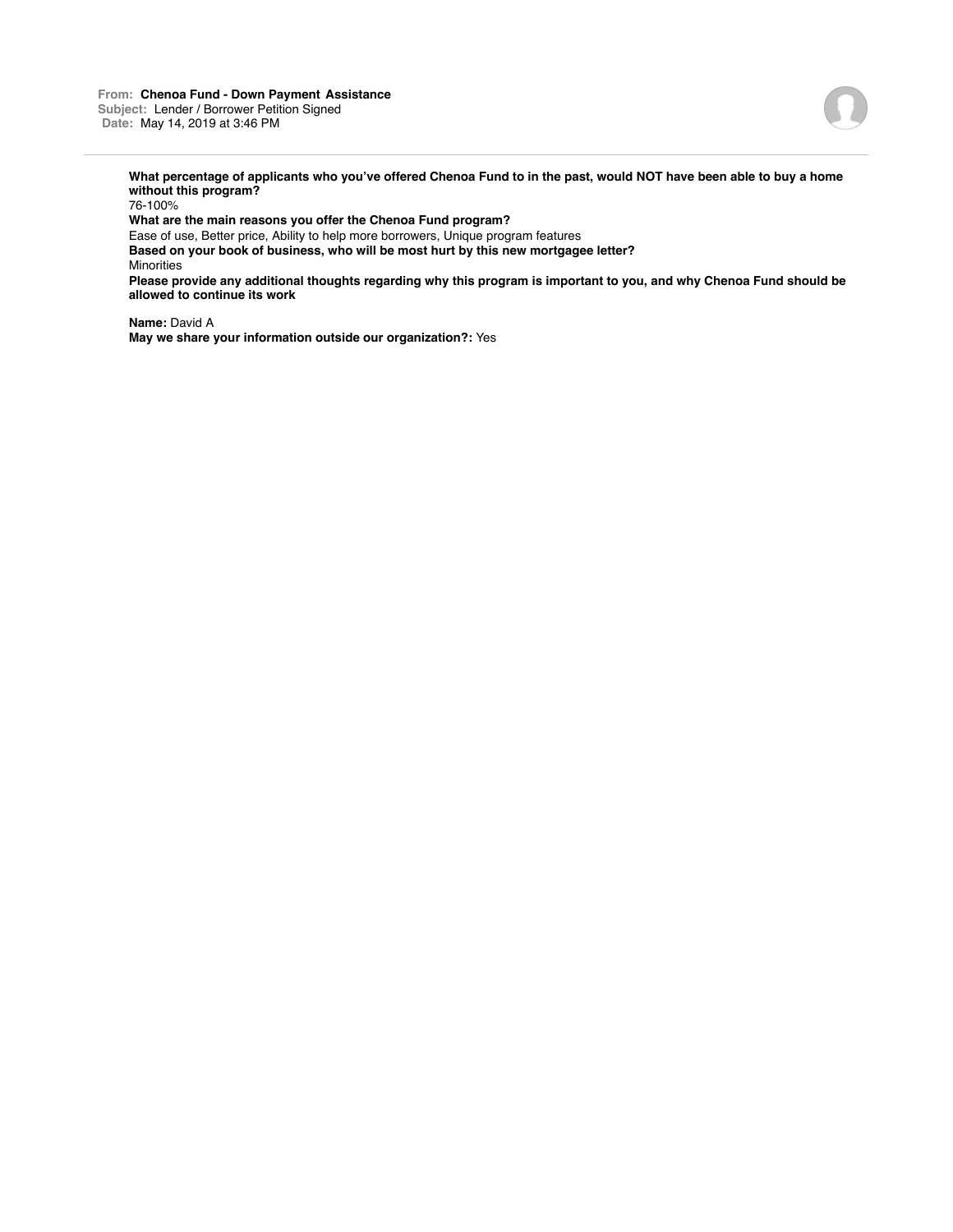**From:** **Chenoa Fund - Down Payment Assistance**
**Subject:** Lender / Borrower Petition Signed
**Date:** May 14, 2019 at 3:46 PM

**What percentage of applicants who you've offered Chenoa Fund to in the past, would NOT have been able to buy a home without this program?**
76-100%
**What are the main reasons you offer the Chenoa Fund program?**
Ease of use, Better price, Ability to help more borrowers, Unique program features
**Based on your book of business, who will be most hurt by this new mortgagee letter?**
Minorities
**Please provide any additional thoughts regarding why this program is important to you, and why Chenoa Fund should be allowed to continue its work**

**Name:** David A
**May we share your information outside our organization?:** Yes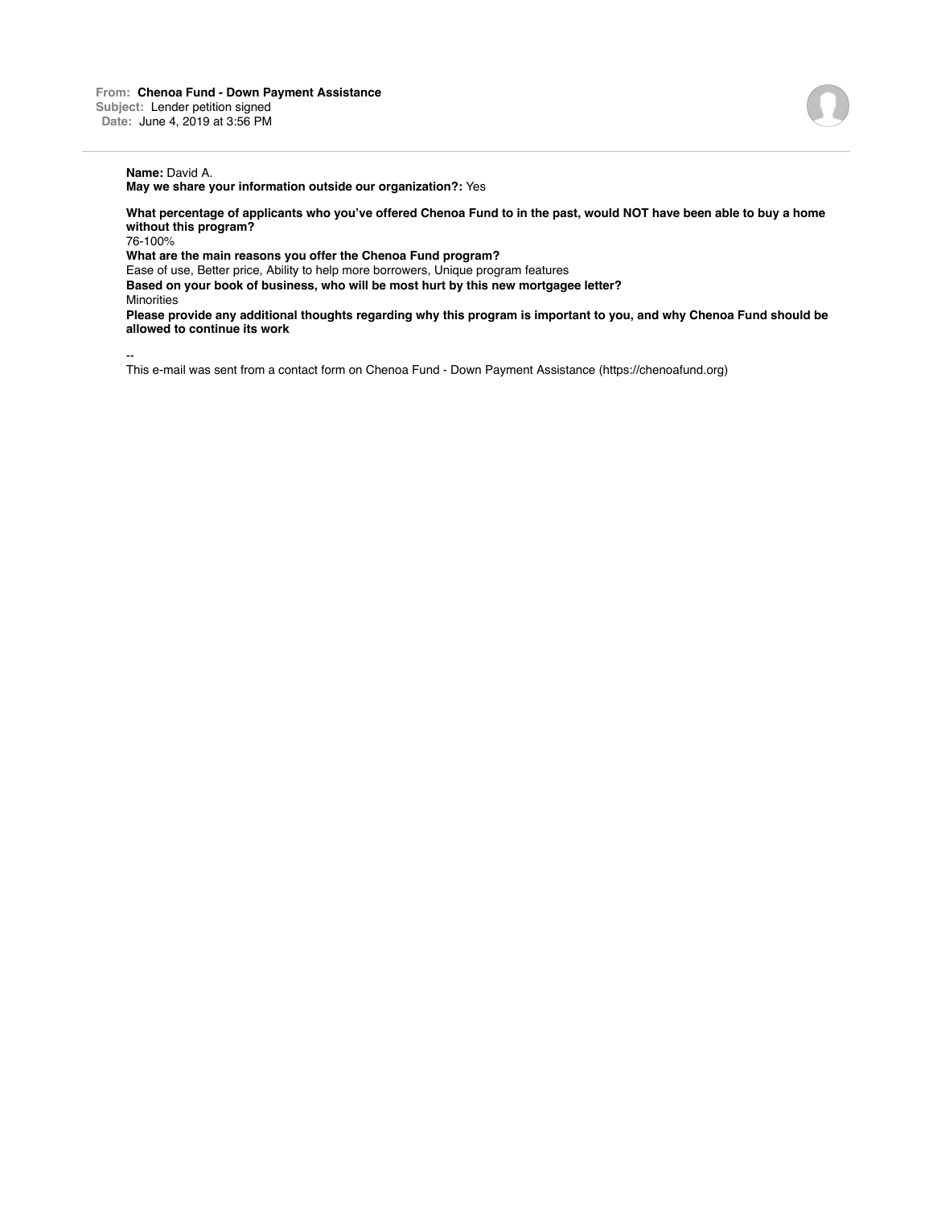**From:** Chenoa Fund - Down Payment Assistance
**Subject:** Lender petition signed
**Date:** June 4, 2019 at 3:56 PM

---

**Name:** David A.
**May we share your information outside our organization?:** Yes

**What percentage of applicants who you've offered Chenoa Fund to in the past, would NOT have been able to buy a home without this program?**
76-100%
**What are the main reasons you offer the Chenoa Fund program?**
Ease of use, Better price, Ability to help more borrowers, Unique program features
**Based on your book of business, who will be most hurt by this new mortgagee letter?**
Minorities
**Please provide any additional thoughts regarding why this program is important to you, and why Chenoa Fund should be allowed to continue its work**

--
This e-mail was sent from a contact form on Chenoa Fund - Down Payment Assistance (https://chenoafund.org)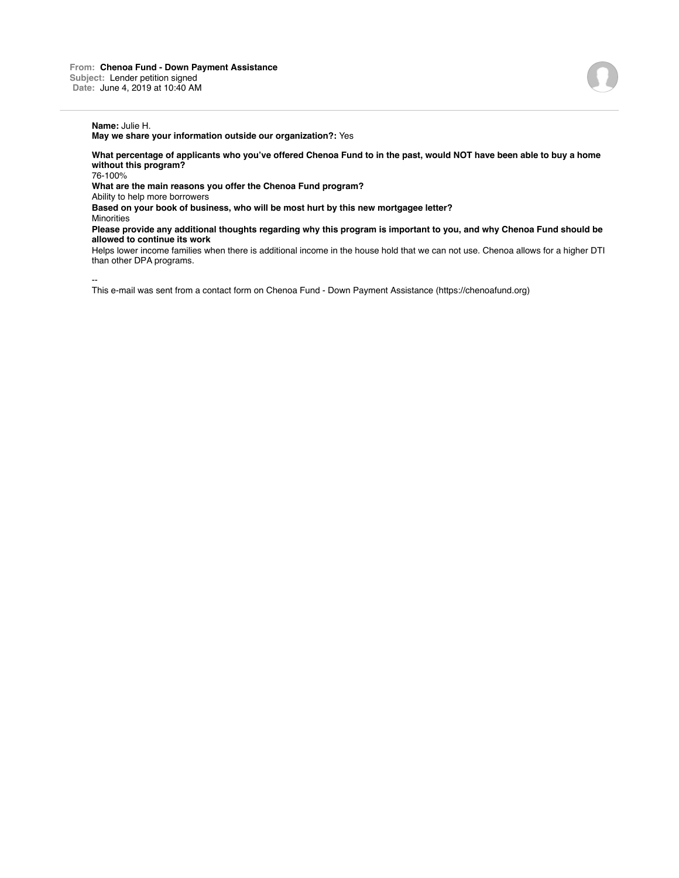**From:** Chenoa Fund - Down Payment Assistance
**Subject:** Lender petition signed
**Date:** June 4, 2019 at 10:40 AM

**Name:** Julie H.
**May we share your information outside our organization?:** Yes

**What percentage of applicants who you've offered Chenoa Fund to in the past, would NOT have been able to buy a home without this program?**
76-100%
**What are the main reasons you offer the Chenoa Fund program?**
Ability to help more borrowers
**Based on your book of business, who will be most hurt by this new mortgagee letter?**
Minorities
**Please provide any additional thoughts regarding why this program is important to you, and why Chenoa Fund should be allowed to continue its work**
Helps lower income families when there is additional income in the house hold that we can not use. Chenoa allows for a higher DTI than other DPA programs.

--
This e-mail was sent from a contact form on Chenoa Fund - Down Payment Assistance (https://chenoafund.org)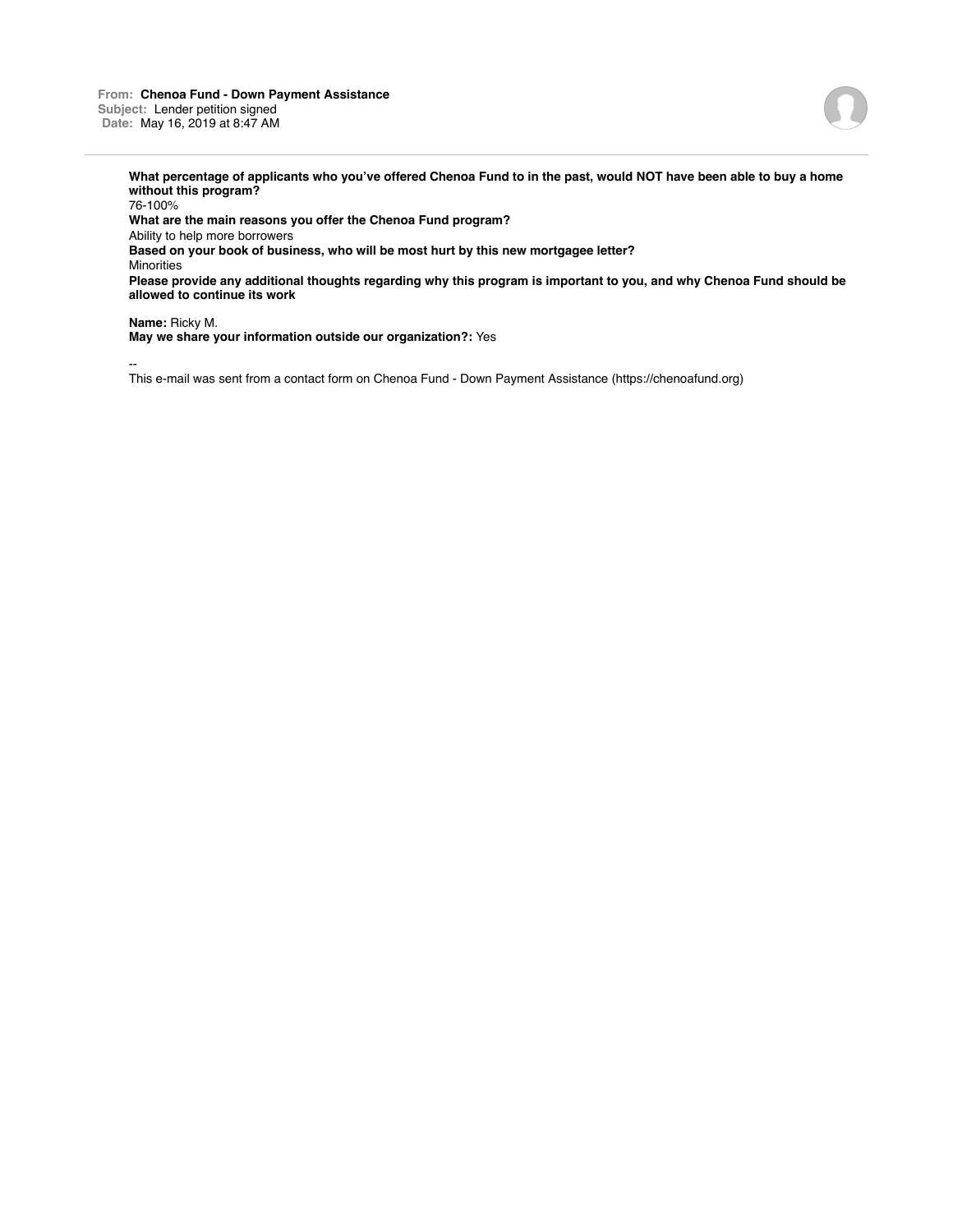**From:** Chenoa Fund - Down Payment Assistance
**Subject:** Lender petition signed
**Date:** May 16, 2019 at 8:47 AM

---

**What percentage of applicants who you've offered Chenoa Fund to in the past, would NOT have been able to buy a home without this program?**
76-100%
**What are the main reasons you offer the Chenoa Fund program?**
Ability to help more borrowers
**Based on your book of business, who will be most hurt by this new mortgagee letter?**
Minorities
**Please provide any additional thoughts regarding why this program is important to you, and why Chenoa Fund should be allowed to continue its work**

**Name:** Ricky M.
**May we share your information outside our organization?:** Yes

--
This e-mail was sent from a contact form on Chenoa Fund - Down Payment Assistance (https://chenoafund.org)